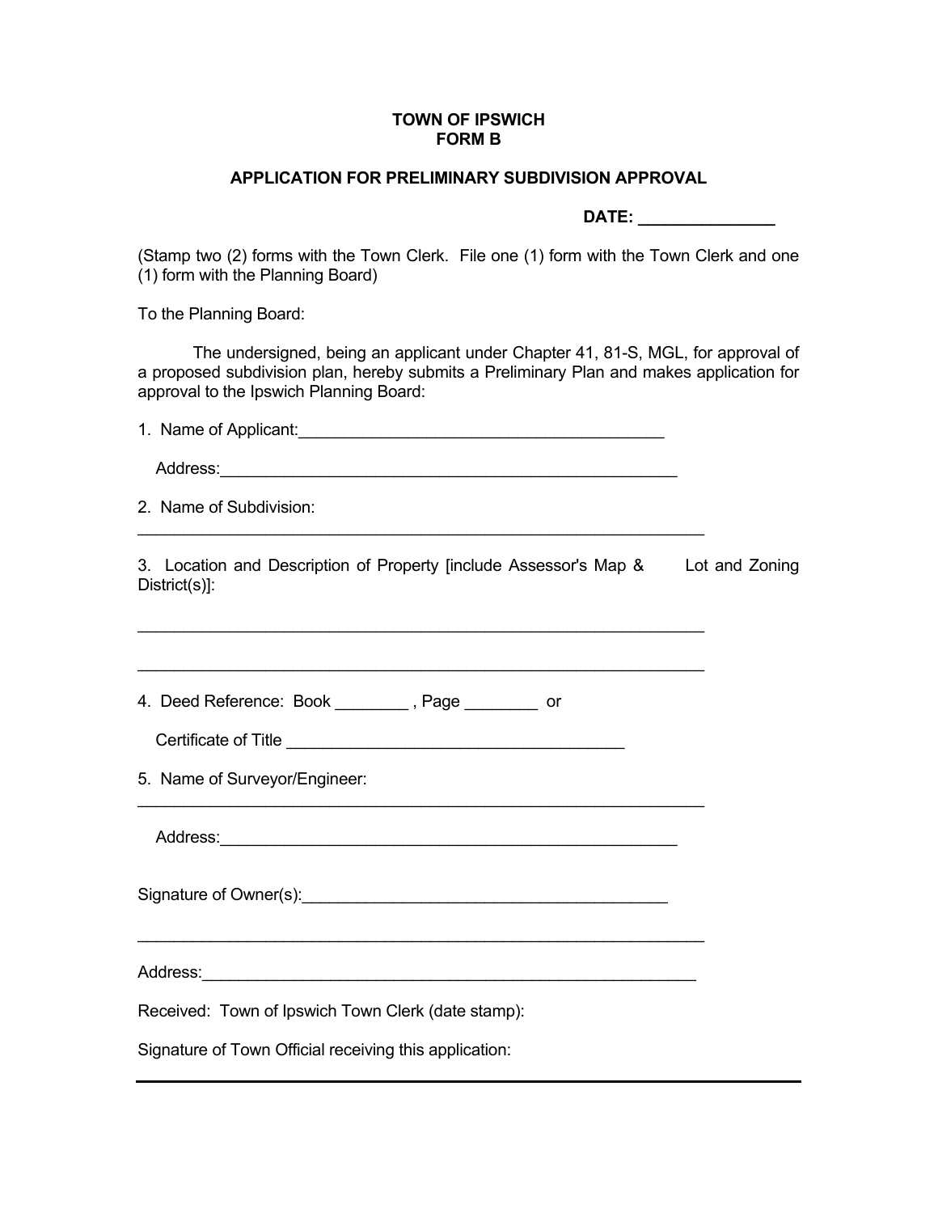**TOWN OF IPSWICH**
**FORM B**

**APPLICATION FOR PRELIMINARY SUBDIVISION APPROVAL**

**DATE: ______________**

(Stamp two (2) forms with the Town Clerk. File one (1) form with the Town Clerk and one (1) form with the Planning Board)

To the Planning Board:

The undersigned, being an applicant under Chapter 41, 81-S, MGL, for approval of a proposed subdivision plan, hereby submits a Preliminary Plan and makes application for approval to the Ipswich Planning Board:

1. Name of Applicant:_________________________________________

   Address:____________________________________________________

2. Name of Subdivision:

_________________________________________________________________

3. Location and Description of Property [include Assessor's Map & Lot and Zoning District(s)]:

_________________________________________________________________

_________________________________________________________________

4. Deed Reference: Book ________ , Page ________ or

   Certificate of Title _____________________________________

5. Name of Surveyor/Engineer:

_________________________________________________________________

   Address:____________________________________________________

Signature of Owner(s):_________________________________________

_________________________________________________________________

Address:_______________________________________________________

Received: Town of Ipswich Town Clerk (date stamp):

Signature of Town Official receiving this application:

---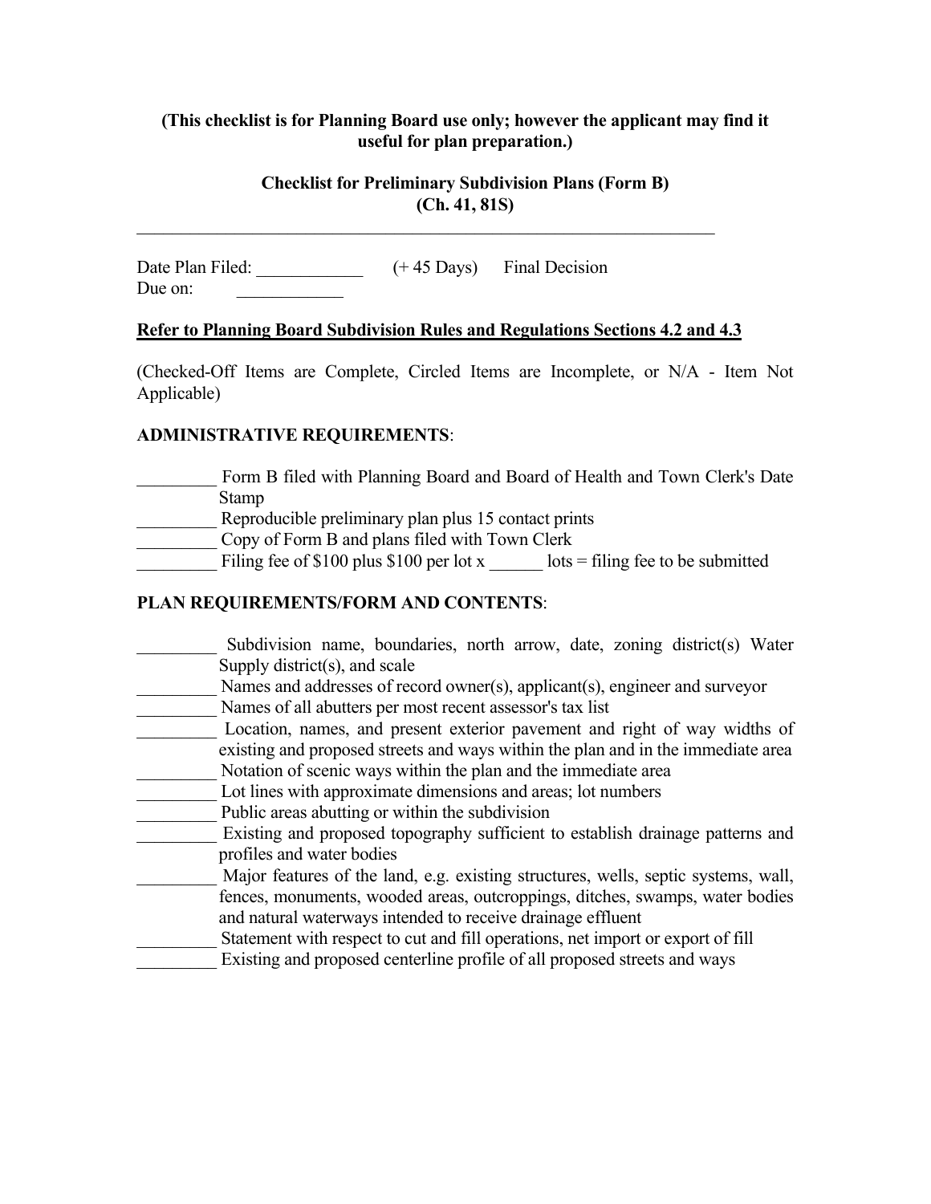**(This checklist is for Planning Board use only; however the applicant may find it useful for plan preparation.)**

**Checklist for Preliminary Subdivision Plans (Form B)**
**(Ch. 41, 81S)**

---

Date Plan Filed: ____________ (+ 45 Days) Final Decision
Due on: ____________

**Refer to Planning Board Subdivision Rules and Regulations Sections 4.2 and 4.3**

(Checked-Off Items are Complete, Circled Items are Incomplete, or N/A - Item Not Applicable)

**ADMINISTRATIVE REQUIREMENTS**:

_________ Form B filed with Planning Board and Board of Health and Town Clerk's Date Stamp
_________ Reproducible preliminary plan plus 15 contact prints
_________ Copy of Form B and plans filed with Town Clerk
_________ Filing fee of $100 plus $100 per lot x ______ lots = filing fee to be submitted

**PLAN REQUIREMENTS/FORM AND CONTENTS**:

_________ Subdivision name, boundaries, north arrow, date, zoning district(s) Water Supply district(s), and scale
_________ Names and addresses of record owner(s), applicant(s), engineer and surveyor
_________ Names of all abutters per most recent assessor's tax list
_________ Location, names, and present exterior pavement and right of way widths of existing and proposed streets and ways within the plan and in the immediate area
_________ Notation of scenic ways within the plan and the immediate area
_________ Lot lines with approximate dimensions and areas; lot numbers
_________ Public areas abutting or within the subdivision
_________ Existing and proposed topography sufficient to establish drainage patterns and profiles and water bodies
_________ Major features of the land, e.g. existing structures, wells, septic systems, wall, fences, monuments, wooded areas, outcroppings, ditches, swamps, water bodies and natural waterways intended to receive drainage effluent
_________ Statement with respect to cut and fill operations, net import or export of fill
_________ Existing and proposed centerline profile of all proposed streets and ways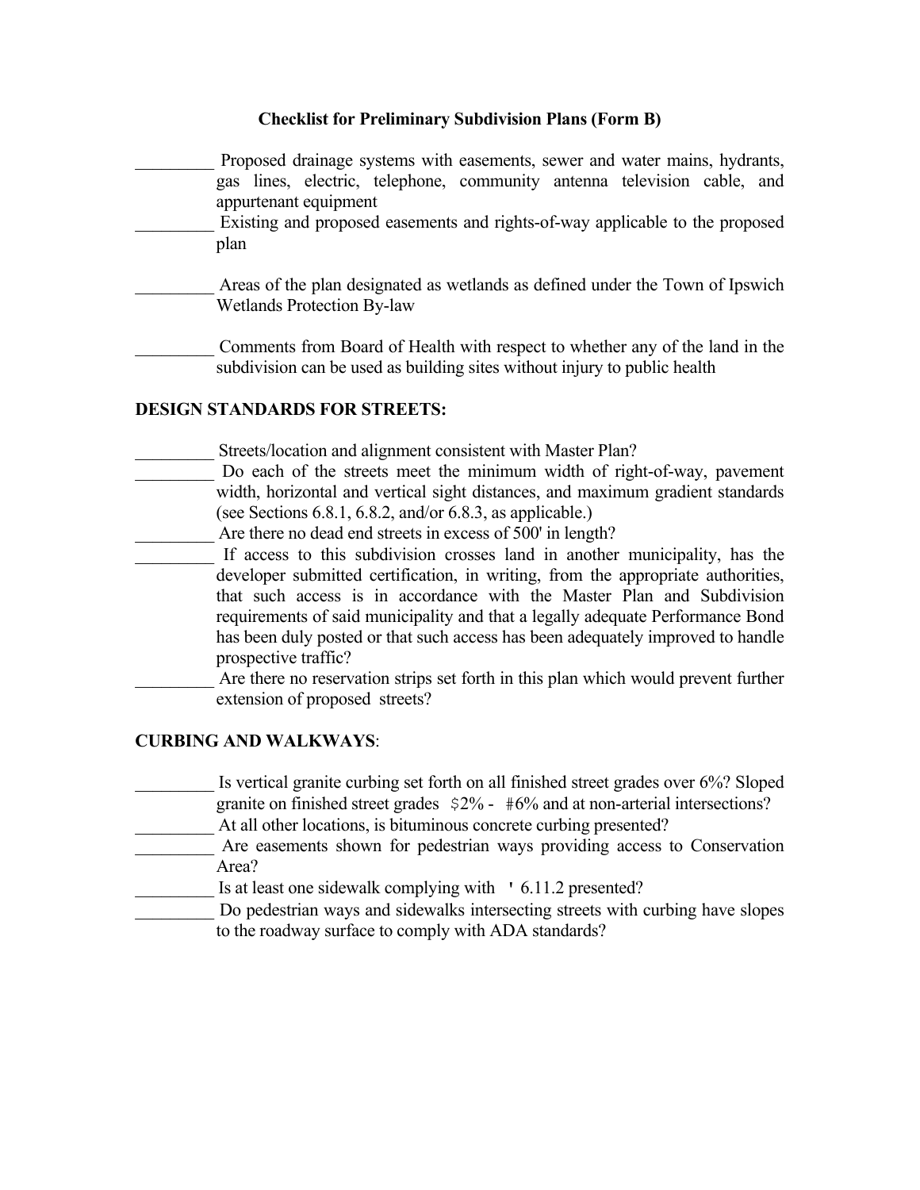**Checklist for Preliminary Subdivision Plans (Form B)**

_________ Proposed drainage systems with easements, sewer and water mains, hydrants, gas lines, electric, telephone, community antenna television cable, and appurtenant equipment

_________ Existing and proposed easements and rights-of-way applicable to the proposed plan

_________ Areas of the plan designated as wetlands as defined under the Town of Ipswich Wetlands Protection By-law

_________ Comments from Board of Health with respect to whether any of the land in the subdivision can be used as building sites without injury to public health

**DESIGN STANDARDS FOR STREETS:**

_________ Streets/location and alignment consistent with Master Plan?

_________ Do each of the streets meet the minimum width of right-of-way, pavement width, horizontal and vertical sight distances, and maximum gradient standards (see Sections 6.8.1, 6.8.2, and/or 6.8.3, as applicable.)

_________ Are there no dead end streets in excess of 500' in length?

_________ If access to this subdivision crosses land in another municipality, has the developer submitted certification, in writing, from the appropriate authorities, that such access is in accordance with the Master Plan and Subdivision requirements of said municipality and that a legally adequate Performance Bond has been duly posted or that such access has been adequately improved to handle prospective traffic?

_________ Are there no reservation strips set forth in this plan which would prevent further extension of proposed streets?

**CURBING AND WALKWAYS**:

_________ Is vertical granite curbing set forth on all finished street grades over 6%? Sloped granite on finished street grades $2% - #6% and at non-arterial intersections?

_________ At all other locations, is bituminous concrete curbing presented?

_________ Are easements shown for pedestrian ways providing access to Conservation Area?

_________ Is at least one sidewalk complying with ' 6.11.2 presented?

_________ Do pedestrian ways and sidewalks intersecting streets with curbing have slopes to the roadway surface to comply with ADA standards?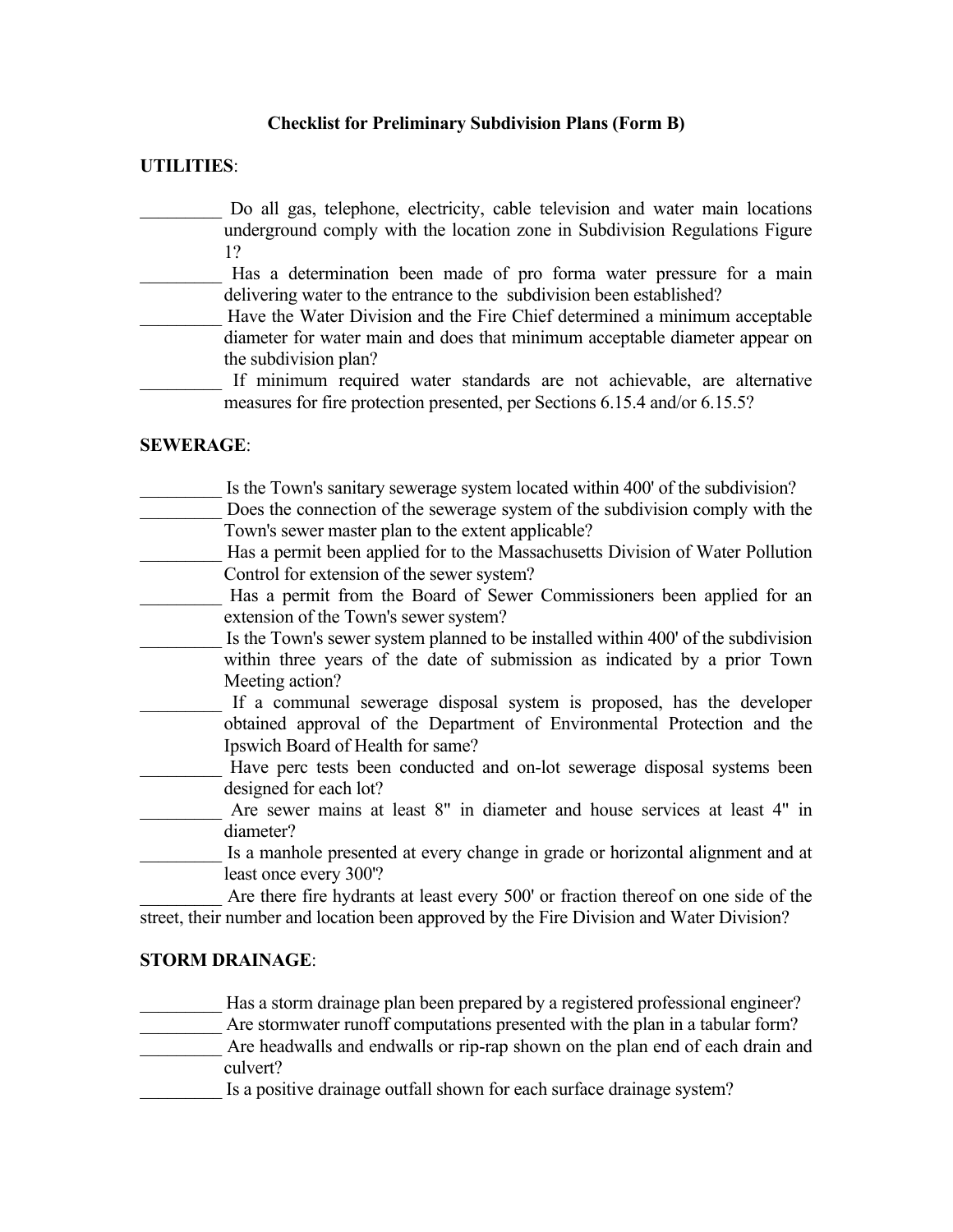**Checklist for Preliminary Subdivision Plans (Form B)**

**UTILITIES**:

_________ Do all gas, telephone, electricity, cable television and water main locations underground comply with the location zone in Subdivision Regulations Figure 1?

_________ Has a determination been made of pro forma water pressure for a main delivering water to the entrance to the subdivision been established?

_________ Have the Water Division and the Fire Chief determined a minimum acceptable diameter for water main and does that minimum acceptable diameter appear on the subdivision plan?

_________ If minimum required water standards are not achievable, are alternative measures for fire protection presented, per Sections 6.15.4 and/or 6.15.5?

**SEWERAGE**:

_________ Is the Town's sanitary sewerage system located within 400' of the subdivision?

_________ Does the connection of the sewerage system of the subdivision comply with the Town's sewer master plan to the extent applicable?

_________ Has a permit been applied for to the Massachusetts Division of Water Pollution Control for extension of the sewer system?

_________ Has a permit from the Board of Sewer Commissioners been applied for an extension of the Town's sewer system?

_________ Is the Town's sewer system planned to be installed within 400' of the subdivision within three years of the date of submission as indicated by a prior Town Meeting action?

_________ If a communal sewerage disposal system is proposed, has the developer obtained approval of the Department of Environmental Protection and the Ipswich Board of Health for same?

_________ Have perc tests been conducted and on-lot sewerage disposal systems been designed for each lot?

_________ Are sewer mains at least 8" in diameter and house services at least 4" in diameter?

_________ Is a manhole presented at every change in grade or horizontal alignment and at least once every 300'?

_________ Are there fire hydrants at least every 500' or fraction thereof on one side of the street, their number and location been approved by the Fire Division and Water Division?

**STORM DRAINAGE**:

_________ Has a storm drainage plan been prepared by a registered professional engineer?

_________ Are stormwater runoff computations presented with the plan in a tabular form?

_________ Are headwalls and endwalls or rip-rap shown on the plan end of each drain and culvert?

_________ Is a positive drainage outfall shown for each surface drainage system?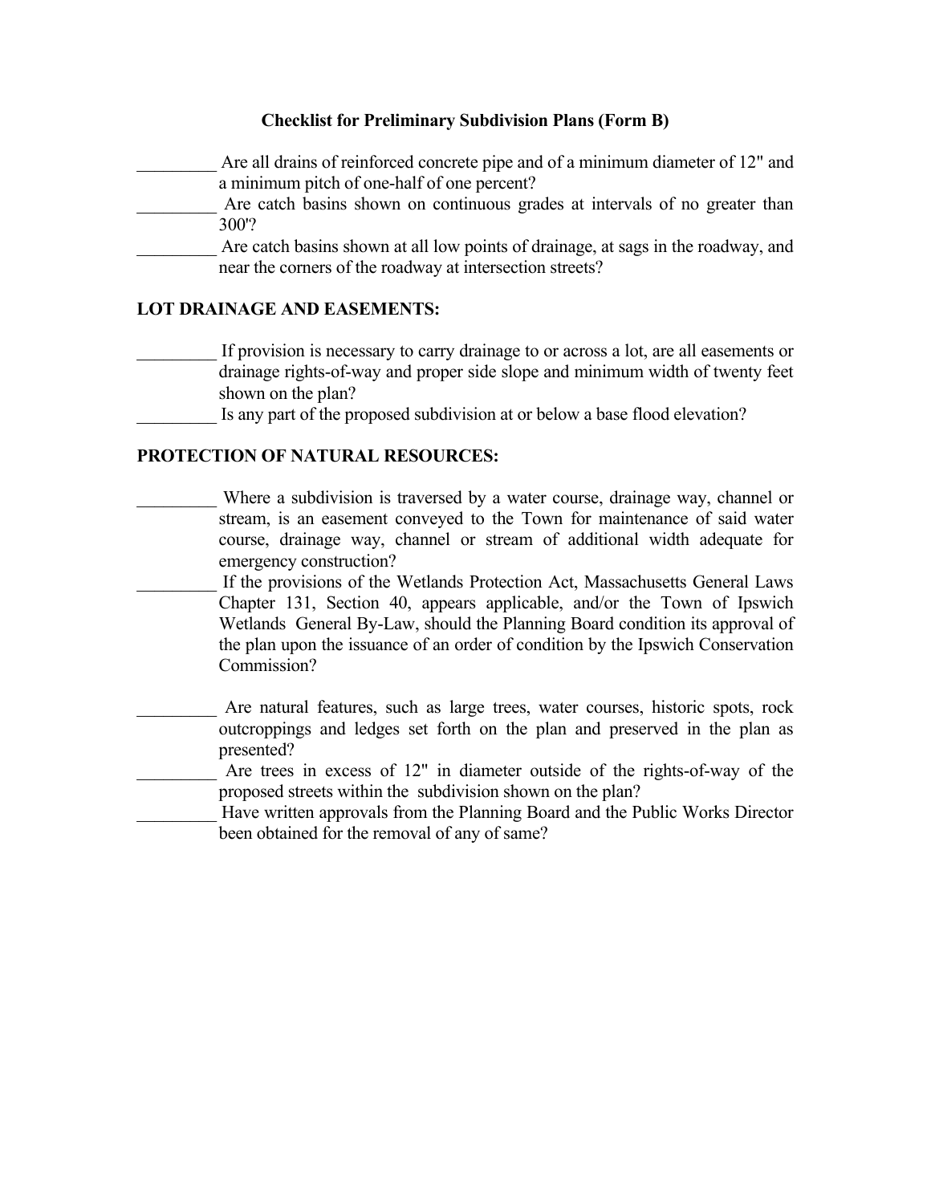**Checklist for Preliminary Subdivision Plans (Form B)**

_________ Are all drains of reinforced concrete pipe and of a minimum diameter of 12" and a minimum pitch of one-half of one percent?

_________ Are catch basins shown on continuous grades at intervals of no greater than 300'?

_________ Are catch basins shown at all low points of drainage, at sags in the roadway, and near the corners of the roadway at intersection streets?

**LOT DRAINAGE AND EASEMENTS:**

_________ If provision is necessary to carry drainage to or across a lot, are all easements or drainage rights-of-way and proper side slope and minimum width of twenty feet shown on the plan?

_________ Is any part of the proposed subdivision at or below a base flood elevation?

**PROTECTION OF NATURAL RESOURCES:**

_________ Where a subdivision is traversed by a water course, drainage way, channel or stream, is an easement conveyed to the Town for maintenance of said water course, drainage way, channel or stream of additional width adequate for emergency construction?

_________ If the provisions of the Wetlands Protection Act, Massachusetts General Laws Chapter 131, Section 40, appears applicable, and/or the Town of Ipswich Wetlands General By-Law, should the Planning Board condition its approval of the plan upon the issuance of an order of condition by the Ipswich Conservation Commission?

_________ Are natural features, such as large trees, water courses, historic spots, rock outcroppings and ledges set forth on the plan and preserved in the plan as presented?

_________ Are trees in excess of 12" in diameter outside of the rights-of-way of the proposed streets within the subdivision shown on the plan?

_________ Have written approvals from the Planning Board and the Public Works Director been obtained for the removal of any of same?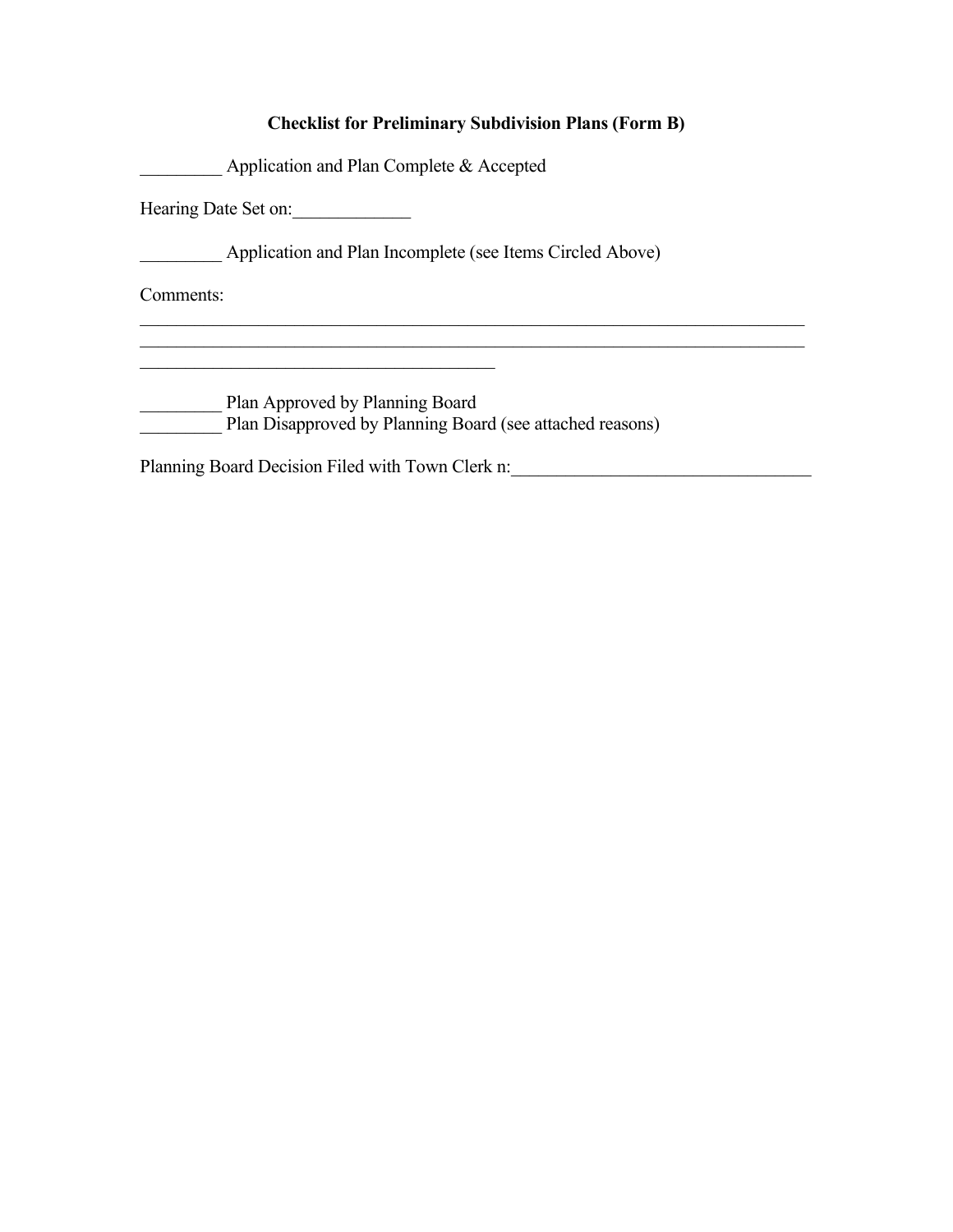## Checklist for Preliminary Subdivision Plans (Form B)

_________ Application and Plan Complete & Accepted

Hearing Date Set on:_____________

_________ Application and Plan Incomplete (see Items Circled Above)

Comments:

_____________________________________________________________________________
_____________________________________________________________________________
_________________________________________

_________ Plan Approved by Planning Board
_________ Plan Disapproved by Planning Board (see attached reasons)

Planning Board Decision Filed with Town Clerk n:_________________________________